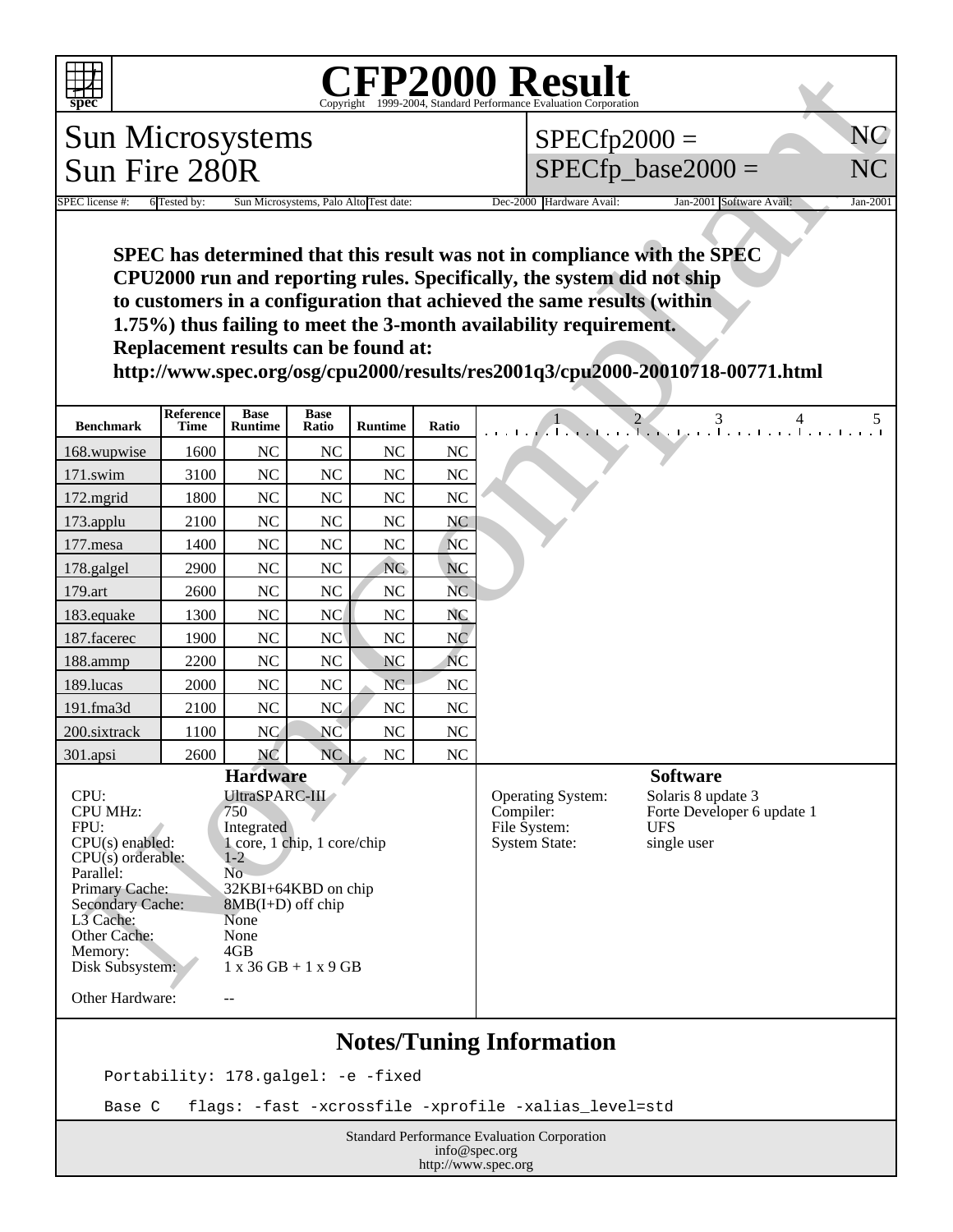# CFP2000 Result

Copyright 1999-2004, Standard Performance Evaluation Corporation

## Sun Microsystems
## Sun Fire 280R

SPECfp2000 = NC

SPECfp_base2000 = NC

| SPEC license #: | 6 | Tested by: | Sun Microsystems, Palo Alto | Test date: | Dec-2000 | Hardware Avail: | Jan-2001 | Software Avail: | Jan-2001 |
|---|---|---|---|---|---|---|---|---|---|

**SPEC has determined that this result was not in compliance with the SPEC CPU2000 run and reporting rules. Specifically, the system did not ship to customers in a configuration that achieved the same results (within 1.75%) thus failing to meet the 3-month availability requirement. Replacement results can be found at: http://www.spec.org/osg/cpu2000/results/res2001q3/cpu2000-20010718-00771.html**

| Benchmark | Reference Time | Base Runtime | Base Ratio | Runtime | Ratio |
|---|---|---|---|---|---|
| 168.wupwise | 1600 | NC | NC | NC | NC |
| 171.swim | 3100 | NC | NC | NC | NC |
| 172.mgrid | 1800 | NC | NC | NC | NC |
| 173.applu | 2100 | NC | NC | NC | NC |
| 177.mesa | 1400 | NC | NC | NC | NC |
| 178.galgel | 2900 | NC | NC | NC | NC |
| 179.art | 2600 | NC | NC | NC | NC |
| 183.equake | 1300 | NC | NC | NC | NC |
| 187.facerec | 1900 | NC | NC | NC | NC |
| 188.ammp | 2200 | NC | NC | NC | NC |
| 189.lucas | 2000 | NC | NC | NC | NC |
| 191.fma3d | 2100 | NC | NC | NC | NC |
| 200.sixtrack | 1100 | NC | NC | NC | NC |
| 301.apsi | 2600 | NC | NC | NC | NC |

### Hardware

| | |
|---|---|
| CPU: | UltraSPARC-III |
| CPU MHz: | 750 |
| FPU: | Integrated |
| CPU(s) enabled: | 1 core, 1 chip, 1 core/chip |
| CPU(s) orderable: | 1-2 |
| Parallel: | No |
| Primary Cache: | 32KBI+64KBD on chip |
| Secondary Cache: | 8MB(I+D) off chip |
| L3 Cache: | None |
| Other Cache: | None |
| Memory: | 4GB |
| Disk Subsystem: | 1 x 36 GB + 1 x 9 GB |
| Other Hardware: | -- |

### Software

| | |
|---|---|
| Operating System: | Solaris 8 update 3 |
| Compiler: | Forte Developer 6 update 1 |
| File System: | UFS |
| System State: | single user |

## Notes/Tuning Information

```
Portability: 178.galgel: -e -fixed

Base C   flags: -fast -xcrossfile -xprofile -xalias_level=std
```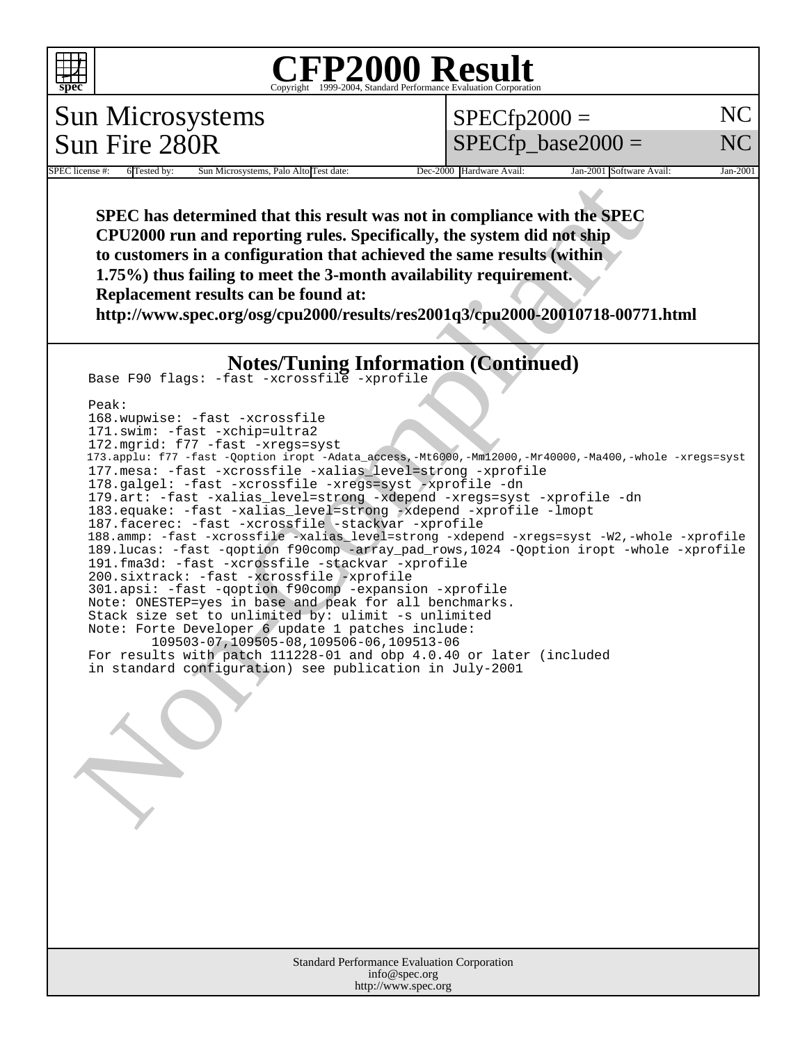# CFP2000 Result

Copyright 1999-2004, Standard Performance Evaluation Corporation

Sun Microsystems
Sun Fire 280R

SPECfp2000 = NC
SPECfp_base2000 = NC

| SPEC license #: | 6 | Tested by: | Sun Microsystems, Palo Alto | Test date: | Dec-2000 | Hardware Avail: | Jan-2001 | Software Avail: | Jan-2001 |
|---|---|---|---|---|---|---|---|---|---|

**SPEC has determined that this result was not in compliance with the SPEC CPU2000 run and reporting rules. Specifically, the system did not ship to customers in a configuration that achieved the same results (within 1.75%) thus failing to meet the 3-month availability requirement. Replacement results can be found at: http://www.spec.org/osg/cpu2000/results/res2001q3/cpu2000-20010718-00771.html**

## Notes/Tuning Information (Continued)

```
Base F90 flags: -fast -xcrossfile -xprofile

Peak:
168.wupwise: -fast -xcrossfile
171.swim: -fast -xchip=ultra2
172.mgrid: f77 -fast -xregs=syst
173.applu: f77 -fast -Qoption iropt -Adata_access,-Mt6000,-Mm12000,-Mr40000,-Ma400,-whole -xregs=syst
177.mesa: -fast -xcrossfile -xalias_level=strong -xprofile
178.galgel: -fast -xcrossfile -xregs=syst -xprofile -dn
179.art: -fast -xalias_level=strong -xdepend -xregs=syst -xprofile -dn
183.equake: -fast -xalias_level=strong -xdepend -xprofile -lmopt
187.facerec: -fast -xcrossfile -stackvar -xprofile
188.ammp: -fast -xcrossfile -xalias_level=strong -xdepend -xregs=syst -W2,-whole -xprofile
189.lucas: -fast -qoption f90comp -array_pad_rows,1024 -Qoption iropt -whole -xprofile
191.fma3d: -fast -xcrossfile -stackvar -xprofile
200.sixtrack: -fast -xcrossfile -xprofile
301.apsi: -fast -qoption f90comp -expansion -xprofile
Note: ONESTEP=yes in base and peak for all benchmarks.
Stack size set to unlimited by: ulimit -s unlimited
Note: Forte Developer 6 update 1 patches include:
        109503-07,109505-08,109506-06,109513-06
For results with patch 111228-01 and obp 4.0.40 or later (included
in standard configuration) see publication in July-2001
```

Standard Performance Evaluation Corporation
info@spec.org
http://www.spec.org